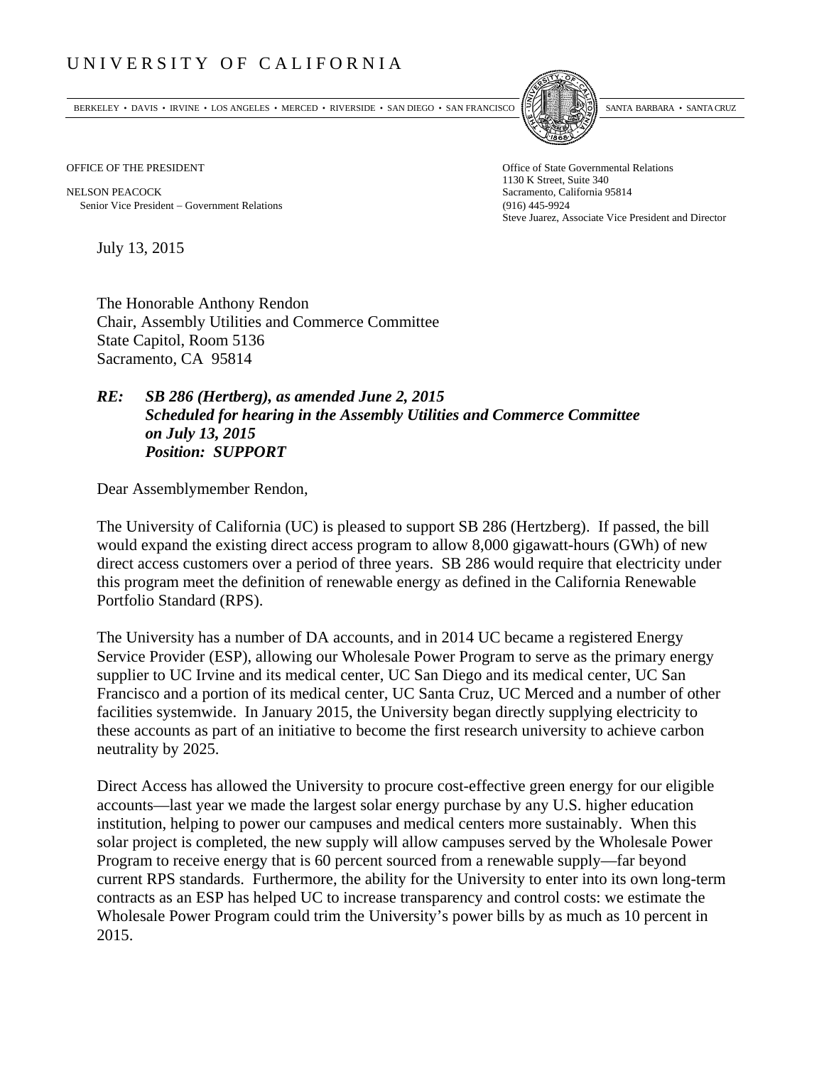# UNIVERSITY OF CALIFORNIA

BERKELEY • DAVIS • IRVINE • LOS ANGELES • MERCED • RIVERSIDE • SAN DIEGO • SAN FRANCISCO SANTA BARBARA • SANTA CRUZ

OFFICE OF THE PRESIDENT

NELSON PEACOCK
Senior Vice President – Government Relations

Office of State Governmental Relations
1130 K Street, Suite 340
Sacramento, California 95814
(916) 445-9924
Steve Juarez, Associate Vice President and Director

July 13, 2015

The Honorable Anthony Rendon
Chair, Assembly Utilities and Commerce Committee
State Capitol, Room 5136
Sacramento, CA 95814

***RE: SB 286 (Hertberg), as amended June 2, 2015***
***Scheduled for hearing in the Assembly Utilities and Commerce Committee on July 13, 2015***
***Position: SUPPORT***

Dear Assemblymember Rendon,

The University of California (UC) is pleased to support SB 286 (Hertzberg). If passed, the bill would expand the existing direct access program to allow 8,000 gigawatt-hours (GWh) of new direct access customers over a period of three years. SB 286 would require that electricity under this program meet the definition of renewable energy as defined in the California Renewable Portfolio Standard (RPS).

The University has a number of DA accounts, and in 2014 UC became a registered Energy Service Provider (ESP), allowing our Wholesale Power Program to serve as the primary energy supplier to UC Irvine and its medical center, UC San Diego and its medical center, UC San Francisco and a portion of its medical center, UC Santa Cruz, UC Merced and a number of other facilities systemwide. In January 2015, the University began directly supplying electricity to these accounts as part of an initiative to become the first research university to achieve carbon neutrality by 2025.

Direct Access has allowed the University to procure cost-effective green energy for our eligible accounts—last year we made the largest solar energy purchase by any U.S. higher education institution, helping to power our campuses and medical centers more sustainably. When this solar project is completed, the new supply will allow campuses served by the Wholesale Power Program to receive energy that is 60 percent sourced from a renewable supply—far beyond current RPS standards. Furthermore, the ability for the University to enter into its own long-term contracts as an ESP has helped UC to increase transparency and control costs: we estimate the Wholesale Power Program could trim the University's power bills by as much as 10 percent in 2015.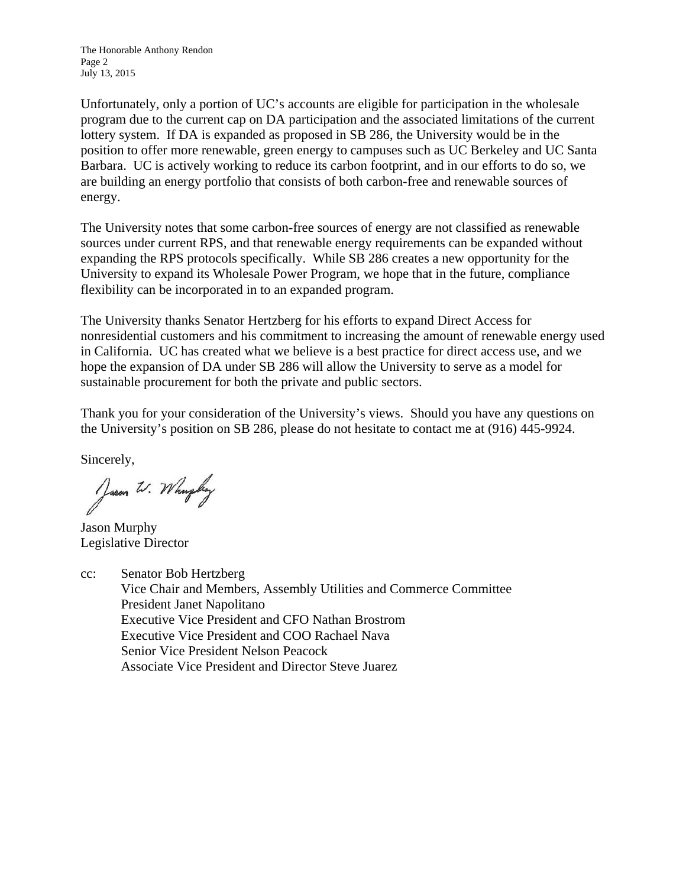Unfortunately, only a portion of UC's accounts are eligible for participation in the wholesale program due to the current cap on DA participation and the associated limitations of the current lottery system. If DA is expanded as proposed in SB 286, the University would be in the position to offer more renewable, green energy to campuses such as UC Berkeley and UC Santa Barbara. UC is actively working to reduce its carbon footprint, and in our efforts to do so, we are building an energy portfolio that consists of both carbon-free and renewable sources of energy.

The University notes that some carbon-free sources of energy are not classified as renewable sources under current RPS, and that renewable energy requirements can be expanded without expanding the RPS protocols specifically. While SB 286 creates a new opportunity for the University to expand its Wholesale Power Program, we hope that in the future, compliance flexibility can be incorporated in to an expanded program.

The University thanks Senator Hertzberg for his efforts to expand Direct Access for nonresidential customers and his commitment to increasing the amount of renewable energy used in California. UC has created what we believe is a best practice for direct access use, and we hope the expansion of DA under SB 286 will allow the University to serve as a model for sustainable procurement for both the private and public sectors.

Thank you for your consideration of the University's views. Should you have any questions on the University's position on SB 286, please do not hesitate to contact me at (916) 445-9924.

Sincerely,

Jason W. Murphy

Jason Murphy
Legislative Director

cc: Senator Bob Hertzberg
Vice Chair and Members, Assembly Utilities and Commerce Committee
President Janet Napolitano
Executive Vice President and CFO Nathan Brostrom
Executive Vice President and COO Rachael Nava
Senior Vice President Nelson Peacock
Associate Vice President and Director Steve Juarez